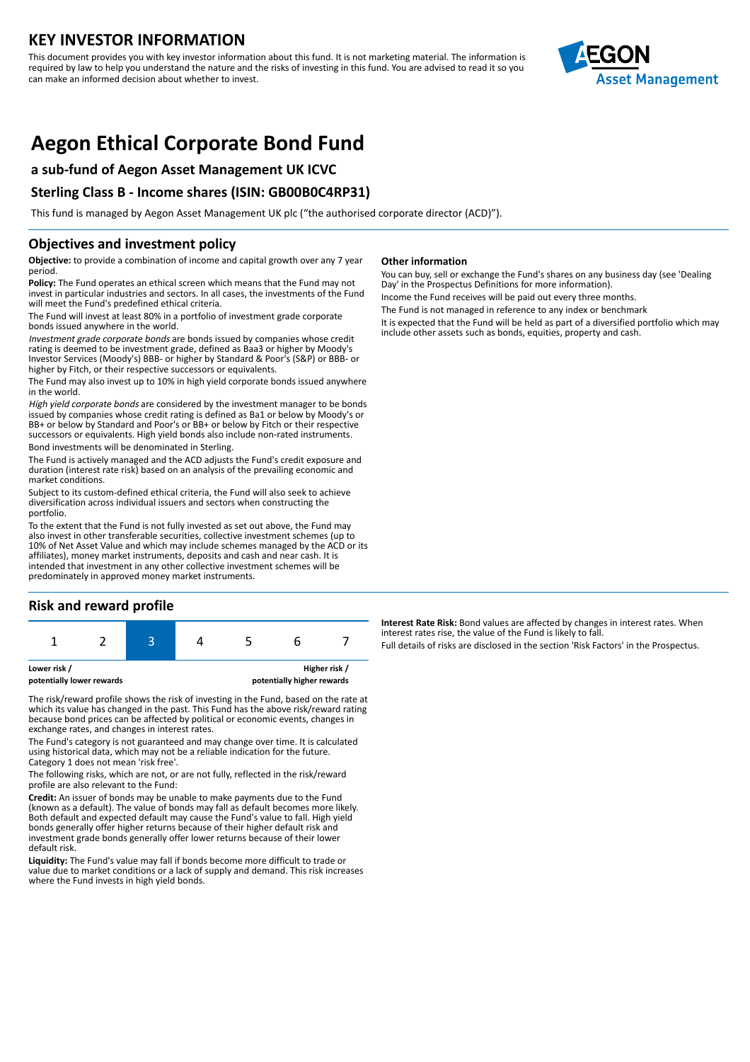# KEY INVESTOR INFORMATION

This document provides you with key investor information about this fund. It is not marketing material. The information is required by law to help you understand the nature and the risks of investing in this fund. You are advised to read it so you can make an informed decision about whether to invest.

# Aegon Ethical Corporate Bond Fund

### a sub-fund of Aegon Asset Management UK ICVC

### Sterling Class B - Income shares (ISIN: GB00B0C4RP31)

This fund is managed by Aegon Asset Management UK plc ("the authorised corporate director (ACD)").

## Objectives and investment policy

**Objective:** to provide a combination of income and capital growth over any 7 year period.

**Policy:** The Fund operates an ethical screen which means that the Fund may not invest in particular industries and sectors. In all cases, the investments of the Fund will meet the Fund's predefined ethical criteria.

The Fund will invest at least 80% in a portfolio of investment grade corporate bonds issued anywhere in the world.

*Investment grade corporate bonds* are bonds issued by companies whose credit rating is deemed to be investment grade, defined as Baa3 or higher by Moody's Investor Services (Moody's) BBB- or higher by Standard & Poor's (S&P) or BBB- or higher by Fitch, or their respective successors or equivalents.

The Fund may also invest up to 10% in high yield corporate bonds issued anywhere in the world.

*High yield corporate bonds* are considered by the investment manager to be bonds issued by companies whose credit rating is defined as Ba1 or below by Moody's or BB+ or below by Standard and Poor's or BB+ or below by Fitch or their respective successors or equivalents. High yield bonds also include non-rated instruments.

Bond investments will be denominated in Sterling.

The Fund is actively managed and the ACD adjusts the Fund's credit exposure and duration (interest rate risk) based on an analysis of the prevailing economic and market conditions.

Subject to its custom-defined ethical criteria, the Fund will also seek to achieve diversification across individual issuers and sectors when constructing the portfolio.

To the extent that the Fund is not fully invested as set out above, the Fund may also invest in other transferable securities, collective investment schemes (up to 10% of Net Asset Value and which may include schemes managed by the ACD or its affiliates), money market instruments, deposits and cash and near cash. It is intended that investment in any other collective investment schemes will be predominately in approved money market instruments.

**Other information**

You can buy, sell or exchange the Fund's shares on any business day (see 'Dealing Day' in the Prospectus Definitions for more information).

Income the Fund receives will be paid out every three months.

The Fund is not managed in reference to any index or benchmark

It is expected that the Fund will be held as part of a diversified portfolio which may include other assets such as bonds, equities, property and cash.

## Risk and reward profile

| 1 | 2 | **3** | 4 | 5 | 6 | 7 |
|---|---|---|---|---|---|---|

**Lower risk / potentially lower rewards** — **Higher risk / potentially higher rewards**

The risk/reward profile shows the risk of investing in the Fund, based on the rate at which its value has changed in the past. This Fund has the above risk/reward rating because bond prices can be affected by political or economic events, changes in exchange rates, and changes in interest rates.

The Fund's category is not guaranteed and may change over time. It is calculated using historical data, which may not be a reliable indication for the future. Category 1 does not mean 'risk free'.

The following risks, which are not, or are not fully, reflected in the risk/reward profile are also relevant to the Fund:

**Credit:** An issuer of bonds may be unable to make payments due to the Fund (known as a default). The value of bonds may fall as default becomes more likely. Both default and expected default may cause the Fund's value to fall. High yield bonds generally offer higher returns because of their higher default risk and investment grade bonds generally offer lower returns because of their lower default risk.

**Liquidity:** The Fund's value may fall if bonds become more difficult to trade or value due to market conditions or a lack of supply and demand. This risk increases where the Fund invests in high yield bonds.

**Interest Rate Risk:** Bond values are affected by changes in interest rates. When interest rates rise, the value of the Fund is likely to fall.

Full details of risks are disclosed in the section 'Risk Factors' in the Prospectus.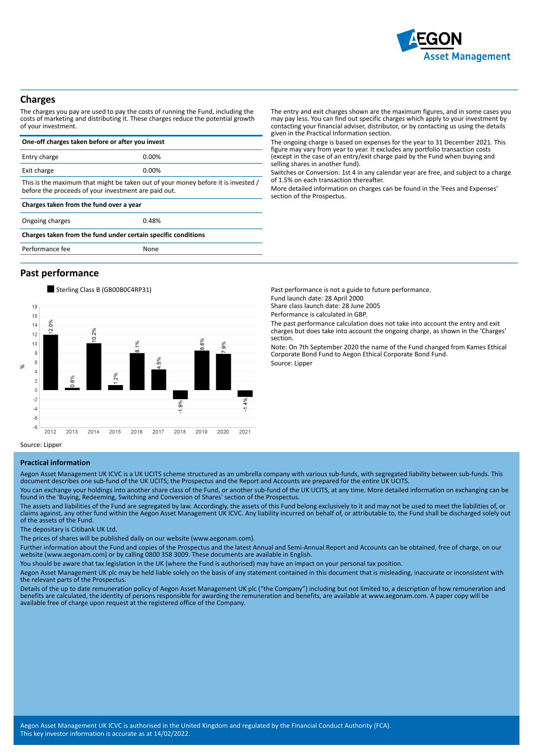## Charges

The charges you pay are used to pay the costs of running the Fund, including the costs of marketing and distributing it. These charges reduce the potential growth of your investment.

| One-off charges taken before or after you invest | |
|---|---|
| Entry charge | 0.00% |
| Exit charge | 0.00% |
| This is the maximum that might be taken out of your money before it is invested / before the proceeds of your investment are paid out. | |
| **Charges taken from the fund over a year** | |
| Ongoing charges | 0.48% |
| **Charges taken from the fund under certain specific conditions** | |
| Performance fee | None |

The entry and exit charges shown are the maximum figures, and in some cases you may pay less. You can find out specific charges which apply to your investment by contacting your financial adviser, distributor, or by contacting us using the details given in the Practical Information section.

The ongoing charge is based on expenses for the year to 31 December 2021. This figure may vary from year to year. It excludes any portfolio transaction costs (except in the case of an entry/exit charge paid by the Fund when buying and selling shares in another fund).

Switches or Conversion: 1st 4 in any calendar year are free, and subject to a charge of 1.5% on each transaction thereafter.

More detailed information on charges can be found in the 'Fees and Expenses' section of the Prospectus.

## Past performance

Sterling Class B (GB00B0C4RP31)

%

18
16
14
12
10
8
6
4
2
0
-2
-4
-6
-8

12.0%
0.6%
10.2%
1.2%
8.1%
4.5%
-1.9%
8.6%
7.9%
-1.4%

2012 2013 2014 2015 2016 2017 2018 2019 2020 2021

Source: Lipper

Past performance is not a guide to future performance.
Fund launch date: 28 April 2000
Share class launch date: 28 June 2005
Performance is calculated in GBP.

The past performance calculation does not take into account the entry and exit charges but does take into account the ongoing charge, as shown in the 'Charges' section.

Note: On 7th September 2020 the name of the Fund changed from Kames Ethical Corporate Bond Fund to Aegon Ethical Corporate Bond Fund.

Source: Lipper

### Practical information

Aegon Asset Management UK ICVC is a UK UCITS scheme structured as an umbrella company with various sub-funds, with segregated liability between sub-funds. This document describes one sub-fund of the UK UCITS; the Prospectus and the Report and Accounts are prepared for the entire UK UCITS.

You can exchange your holdings into another share class of the Fund, or another sub-fund of the UK UCITS, at any time. More detailed information on exchanging can be found in the 'Buying, Redeeming, Switching and Conversion of Shares' section of the Prospectus.

The assets and liabilities of the Fund are segregated by law. Accordingly, the assets of this Fund belong exclusively to it and may not be used to meet the liabilities of, or claims against, any other fund within the Aegon Asset Management UK ICVC. Any liability incurred on behalf of, or attributable to, the Fund shall be discharged solely out of the assets of the Fund.

The depositary is Citibank UK Ltd.

The prices of shares will be published daily on our website (www.aegonam.com).

Further information about the Fund and copies of the Prospectus and the latest Annual and Semi-Annual Report and Accounts can be obtained, free of charge, on our website (www.aegonam.com) or by calling 0800 358 3009. These documents are available in English.

You should be aware that tax legislation in the UK (where the Fund is authorised) may have an impact on your personal tax position.

Aegon Asset Management UK plc may be held liable solely on the basis of any statement contained in this document that is misleading, inaccurate or inconsistent with the relevant parts of the Prospectus.

Details of the up to date remuneration policy of Aegon Asset Management UK plc ("the Company") including but not limited to, a description of how remuneration and benefits are calculated, the identity of persons responsible for awarding the remuneration and benefits, are available at www.aegonam.com. A paper copy will be available free of charge upon request at the registered office of the Company.

Aegon Asset Management UK ICVC is authorised in the United Kingdom and regulated by the Financial Conduct Authority (FCA).
This key investor information is accurate as at 14/02/2022.